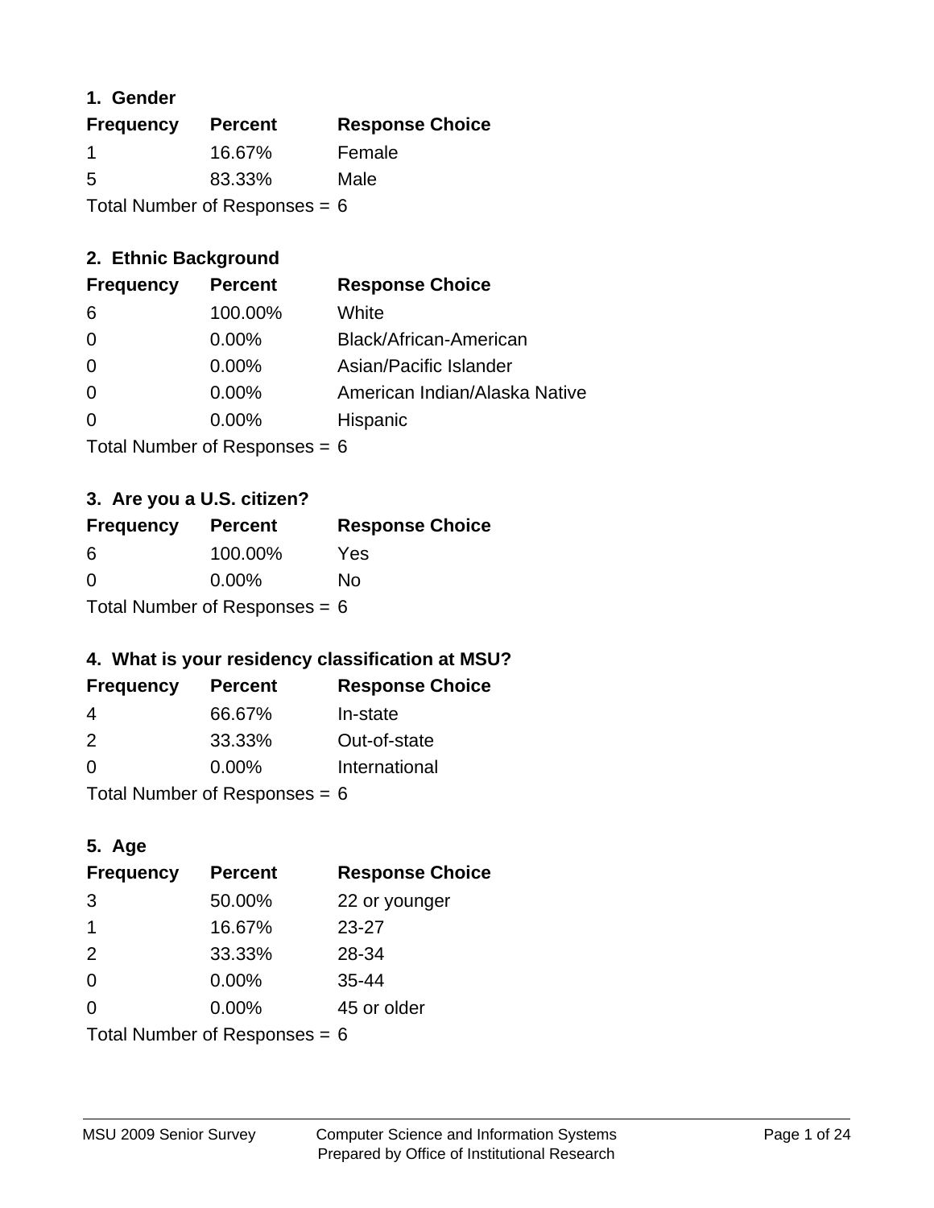### 1. Gender

| Frequency | Percent | Response Choice |
|---|---|---|
| 1 | 16.67% | Female |
| 5 | 83.33% | Male |

Total Number of Responses = 6

### 2. Ethnic Background

| Frequency | Percent | Response Choice |
|---|---|---|
| 6 | 100.00% | White |
| 0 | 0.00% | Black/African-American |
| 0 | 0.00% | Asian/Pacific Islander |
| 0 | 0.00% | American Indian/Alaska Native |
| 0 | 0.00% | Hispanic |

Total Number of Responses = 6

### 3. Are you a U.S. citizen?

| Frequency | Percent | Response Choice |
|---|---|---|
| 6 | 100.00% | Yes |
| 0 | 0.00% | No |

Total Number of Responses = 6

### 4. What is your residency classification at MSU?

| Frequency | Percent | Response Choice |
|---|---|---|
| 4 | 66.67% | In-state |
| 2 | 33.33% | Out-of-state |
| 0 | 0.00% | International |

Total Number of Responses = 6

### 5. Age

| Frequency | Percent | Response Choice |
|---|---|---|
| 3 | 50.00% | 22 or younger |
| 1 | 16.67% | 23-27 |
| 2 | 33.33% | 28-34 |
| 0 | 0.00% | 35-44 |
| 0 | 0.00% | 45 or older |

Total Number of Responses = 6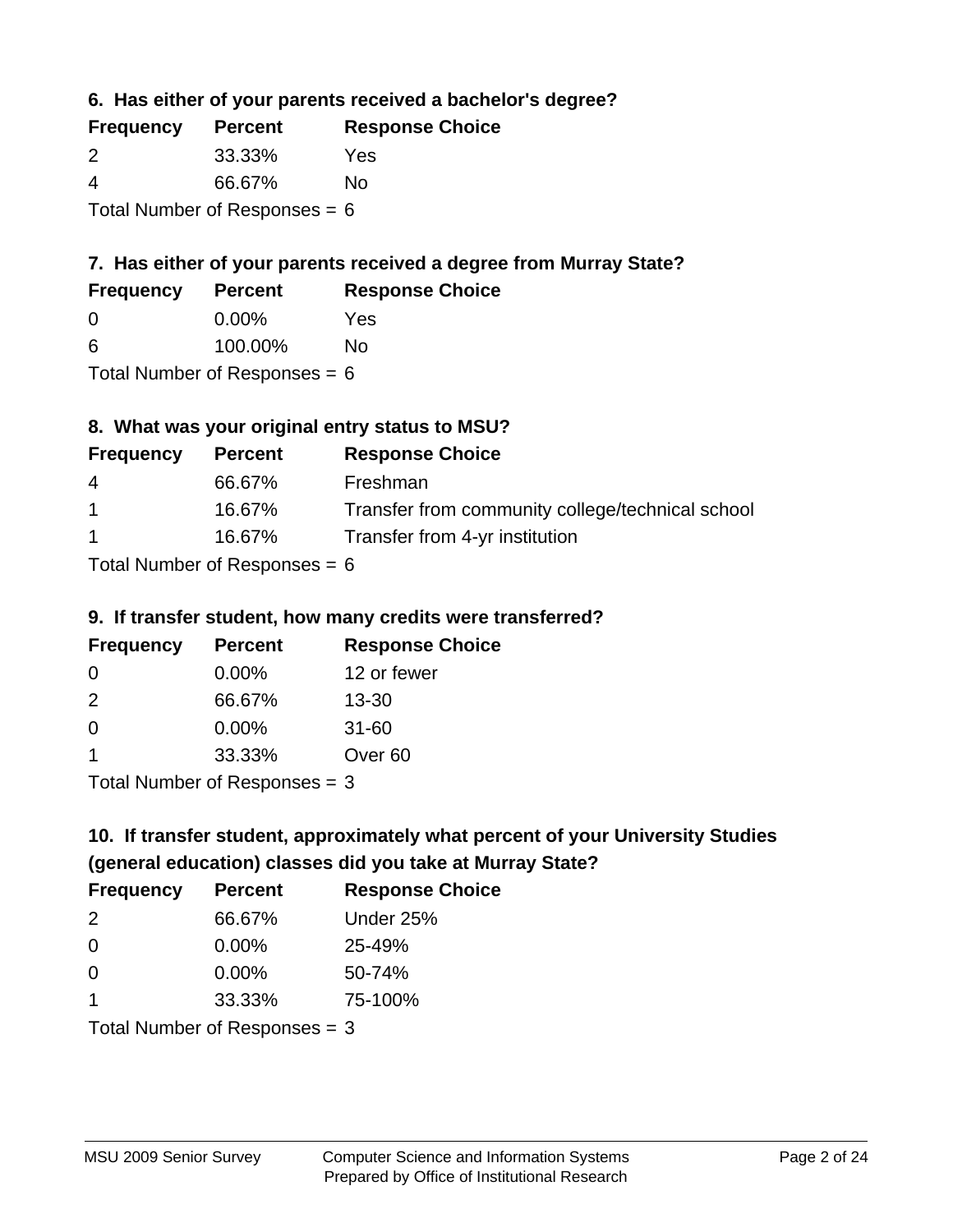### 6. Has either of your parents received a bachelor's degree?

| Frequency | Percent | Response Choice |
|---|---|---|
| 2 | 33.33% | Yes |
| 4 | 66.67% | No |

Total Number of Responses = 6

### 7. Has either of your parents received a degree from Murray State?

| Frequency | Percent | Response Choice |
|---|---|---|
| 0 | 0.00% | Yes |
| 6 | 100.00% | No |

Total Number of Responses = 6

### 8. What was your original entry status to MSU?

| Frequency | Percent | Response Choice |
|---|---|---|
| 4 | 66.67% | Freshman |
| 1 | 16.67% | Transfer from community college/technical school |
| 1 | 16.67% | Transfer from 4-yr institution |

Total Number of Responses = 6

### 9. If transfer student, how many credits were transferred?

| Frequency | Percent | Response Choice |
|---|---|---|
| 0 | 0.00% | 12 or fewer |
| 2 | 66.67% | 13-30 |
| 0 | 0.00% | 31-60 |
| 1 | 33.33% | Over 60 |

Total Number of Responses = 3

### 10. If transfer student, approximately what percent of your University Studies (general education) classes did you take at Murray State?

| Frequency | Percent | Response Choice |
|---|---|---|
| 2 | 66.67% | Under 25% |
| 0 | 0.00% | 25-49% |
| 0 | 0.00% | 50-74% |
| 1 | 33.33% | 75-100% |

Total Number of Responses = 3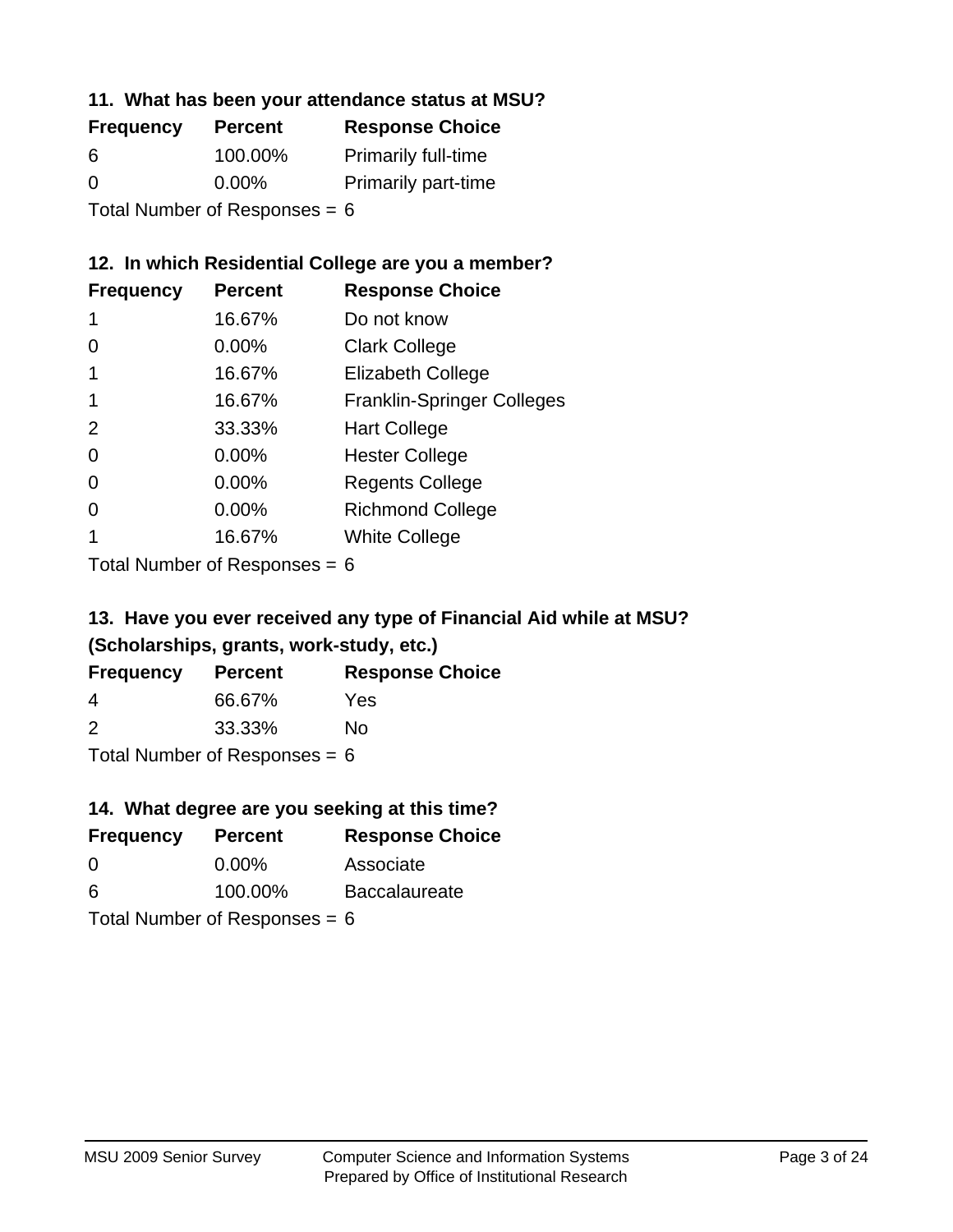### 11. What has been your attendance status at MSU?

| Frequency | Percent | Response Choice |
| --- | --- | --- |
| 6 | 100.00% | Primarily full-time |
| 0 | 0.00% | Primarily part-time |

Total Number of Responses = 6

### 12. In which Residential College are you a member?

| Frequency | Percent | Response Choice |
| --- | --- | --- |
| 1 | 16.67% | Do not know |
| 0 | 0.00% | Clark College |
| 1 | 16.67% | Elizabeth College |
| 1 | 16.67% | Franklin-Springer Colleges |
| 2 | 33.33% | Hart College |
| 0 | 0.00% | Hester College |
| 0 | 0.00% | Regents College |
| 0 | 0.00% | Richmond College |
| 1 | 16.67% | White College |

Total Number of Responses = 6

### 13. Have you ever received any type of Financial Aid while at MSU? (Scholarships, grants, work-study, etc.)

| Frequency | Percent | Response Choice |
| --- | --- | --- |
| 4 | 66.67% | Yes |
| 2 | 33.33% | No |

Total Number of Responses = 6

### 14. What degree are you seeking at this time?

| Frequency | Percent | Response Choice |
| --- | --- | --- |
| 0 | 0.00% | Associate |
| 6 | 100.00% | Baccalaureate |

Total Number of Responses = 6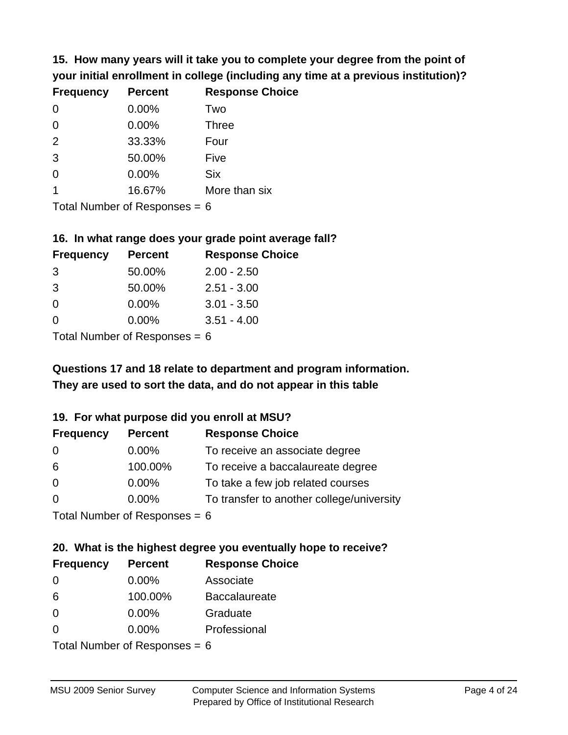**15. How many years will it take you to complete your degree from the point of your initial enrollment in college (including any time at a previous institution)?**

| Frequency | Percent | Response Choice |
|---|---|---|
| 0 | 0.00% | Two |
| 0 | 0.00% | Three |
| 2 | 33.33% | Four |
| 3 | 50.00% | Five |
| 0 | 0.00% | Six |
| 1 | 16.67% | More than six |

Total Number of Responses = 6

**16. In what range does your grade point average fall?**

| Frequency | Percent | Response Choice |
|---|---|---|
| 3 | 50.00% | 2.00 - 2.50 |
| 3 | 50.00% | 2.51 - 3.00 |
| 0 | 0.00% | 3.01 - 3.50 |
| 0 | 0.00% | 3.51 - 4.00 |

Total Number of Responses = 6

**Questions 17 and 18 relate to department and program information. They are used to sort the data, and do not appear in this table**

**19. For what purpose did you enroll at MSU?**

| Frequency | Percent | Response Choice |
|---|---|---|
| 0 | 0.00% | To receive an associate degree |
| 6 | 100.00% | To receive a baccalaureate degree |
| 0 | 0.00% | To take a few job related courses |
| 0 | 0.00% | To transfer to another college/university |

Total Number of Responses = 6

**20. What is the highest degree you eventually hope to receive?**

| Frequency | Percent | Response Choice |
|---|---|---|
| 0 | 0.00% | Associate |
| 6 | 100.00% | Baccalaureate |
| 0 | 0.00% | Graduate |
| 0 | 0.00% | Professional |

Total Number of Responses = 6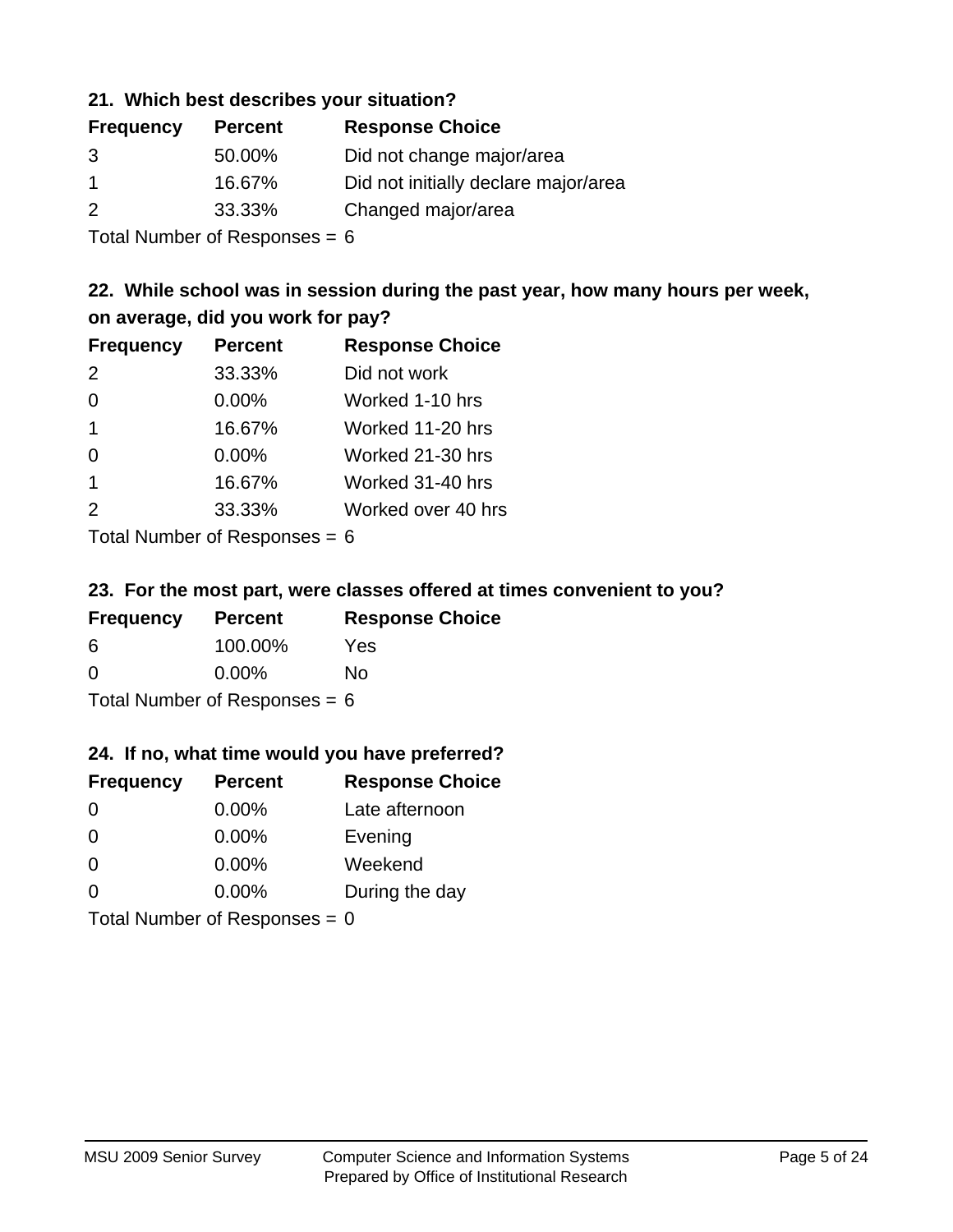### 21. Which best describes your situation?

| Frequency | Percent | Response Choice |
|---|---|---|
| 3 | 50.00% | Did not change major/area |
| 1 | 16.67% | Did not initially declare major/area |
| 2 | 33.33% | Changed major/area |

Total Number of Responses = 6

### 22. While school was in session during the past year, how many hours per week, on average, did you work for pay?

| Frequency | Percent | Response Choice |
|---|---|---|
| 2 | 33.33% | Did not work |
| 0 | 0.00% | Worked 1-10 hrs |
| 1 | 16.67% | Worked 11-20 hrs |
| 0 | 0.00% | Worked 21-30 hrs |
| 1 | 16.67% | Worked 31-40 hrs |
| 2 | 33.33% | Worked over 40 hrs |

Total Number of Responses = 6

### 23. For the most part, were classes offered at times convenient to you?

| Frequency | Percent | Response Choice |
|---|---|---|
| 6 | 100.00% | Yes |
| 0 | 0.00% | No |

Total Number of Responses = 6

### 24. If no, what time would you have preferred?

| Frequency | Percent | Response Choice |
|---|---|---|
| 0 | 0.00% | Late afternoon |
| 0 | 0.00% | Evening |
| 0 | 0.00% | Weekend |
| 0 | 0.00% | During the day |

Total Number of Responses = 0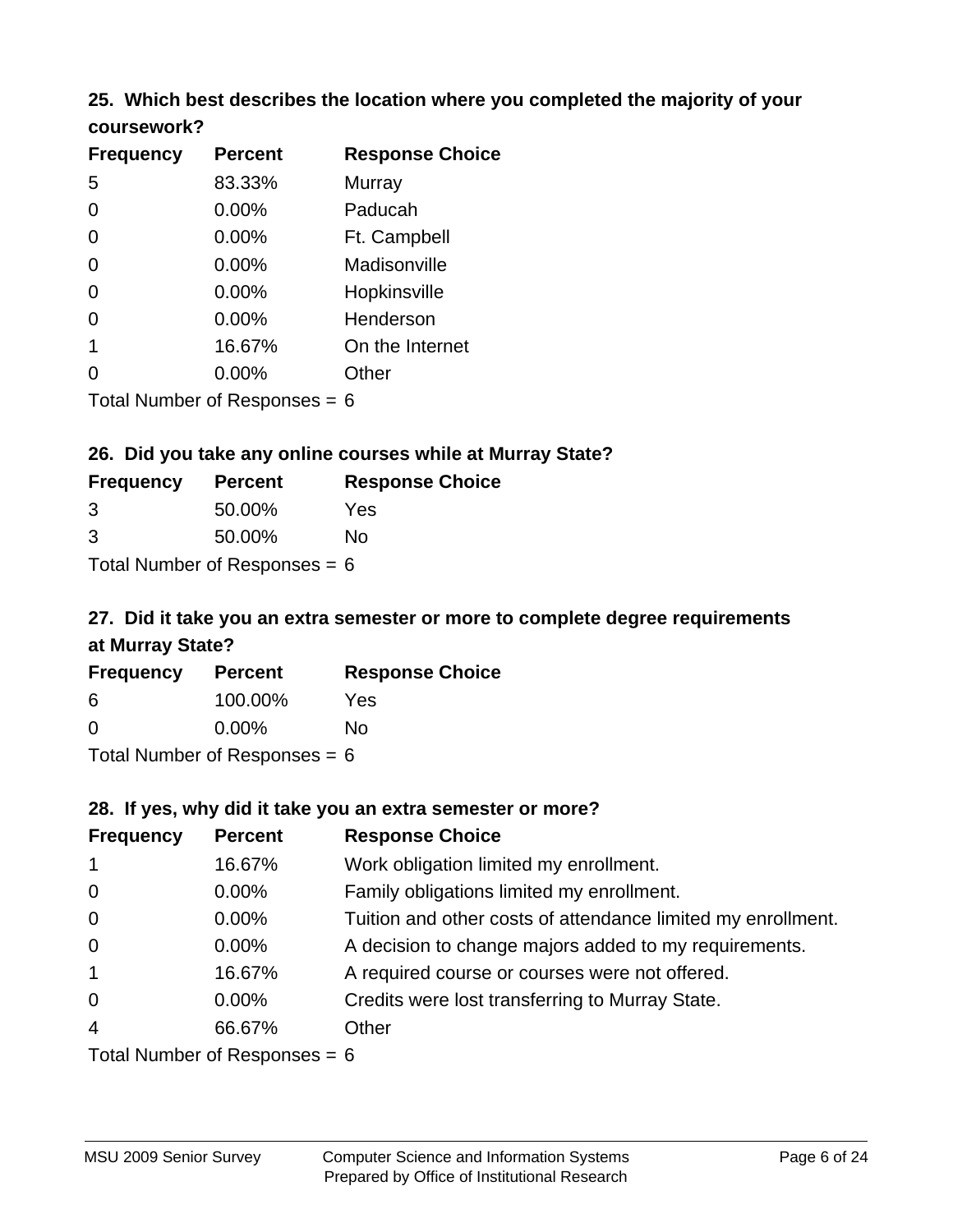### 25. Which best describes the location where you completed the majority of your coursework?

| Frequency | Percent | Response Choice |
|---|---|---|
| 5 | 83.33% | Murray |
| 0 | 0.00% | Paducah |
| 0 | 0.00% | Ft. Campbell |
| 0 | 0.00% | Madisonville |
| 0 | 0.00% | Hopkinsville |
| 0 | 0.00% | Henderson |
| 1 | 16.67% | On the Internet |
| 0 | 0.00% | Other |

Total Number of Responses = 6

### 26. Did you take any online courses while at Murray State?

| Frequency | Percent | Response Choice |
|---|---|---|
| 3 | 50.00% | Yes |
| 3 | 50.00% | No |

Total Number of Responses = 6

### 27. Did it take you an extra semester or more to complete degree requirements at Murray State?

| Frequency | Percent | Response Choice |
|---|---|---|
| 6 | 100.00% | Yes |
| 0 | 0.00% | No |

Total Number of Responses = 6

### 28. If yes, why did it take you an extra semester or more?

| Frequency | Percent | Response Choice |
|---|---|---|
| 1 | 16.67% | Work obligation limited my enrollment. |
| 0 | 0.00% | Family obligations limited my enrollment. |
| 0 | 0.00% | Tuition and other costs of attendance limited my enrollment. |
| 0 | 0.00% | A decision to change majors added to my requirements. |
| 1 | 16.67% | A required course or courses were not offered. |
| 0 | 0.00% | Credits were lost transferring to Murray State. |
| 4 | 66.67% | Other |

Total Number of Responses = 6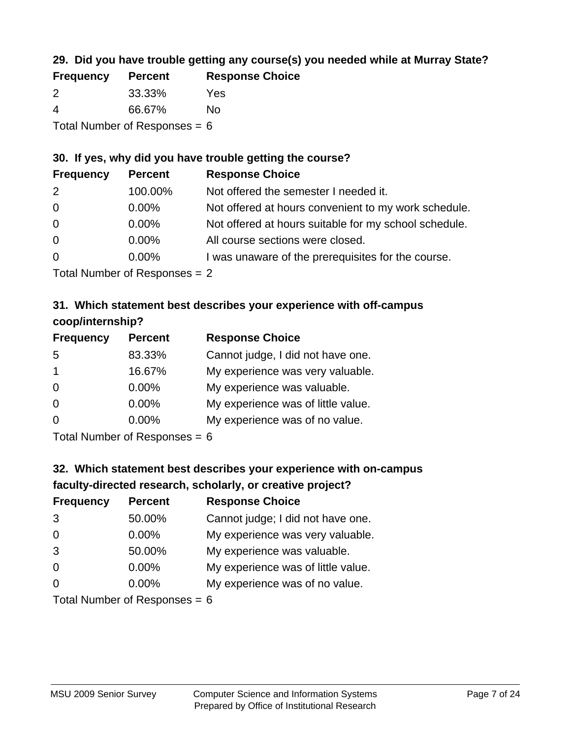### 29. Did you have trouble getting any course(s) you needed while at Murray State?

| Frequency | Percent | Response Choice |
| --- | --- | --- |
| 2 | 33.33% | Yes |
| 4 | 66.67% | No |

Total Number of Responses = 6

### 30. If yes, why did you have trouble getting the course?

| Frequency | Percent | Response Choice |
| --- | --- | --- |
| 2 | 100.00% | Not offered the semester I needed it. |
| 0 | 0.00% | Not offered at hours convenient to my work schedule. |
| 0 | 0.00% | Not offered at hours suitable for my school schedule. |
| 0 | 0.00% | All course sections were closed. |
| 0 | 0.00% | I was unaware of the prerequisites for the course. |

Total Number of Responses = 2

### 31. Which statement best describes your experience with off-campus coop/internship?

| Frequency | Percent | Response Choice |
| --- | --- | --- |
| 5 | 83.33% | Cannot judge, I did not have one. |
| 1 | 16.67% | My experience was very valuable. |
| 0 | 0.00% | My experience was valuable. |
| 0 | 0.00% | My experience was of little value. |
| 0 | 0.00% | My experience was of no value. |

Total Number of Responses = 6

### 32. Which statement best describes your experience with on-campus faculty-directed research, scholarly, or creative project?

| Frequency | Percent | Response Choice |
| --- | --- | --- |
| 3 | 50.00% | Cannot judge; I did not have one. |
| 0 | 0.00% | My experience was very valuable. |
| 3 | 50.00% | My experience was valuable. |
| 0 | 0.00% | My experience was of little value. |
| 0 | 0.00% | My experience was of no value. |

Total Number of Responses = 6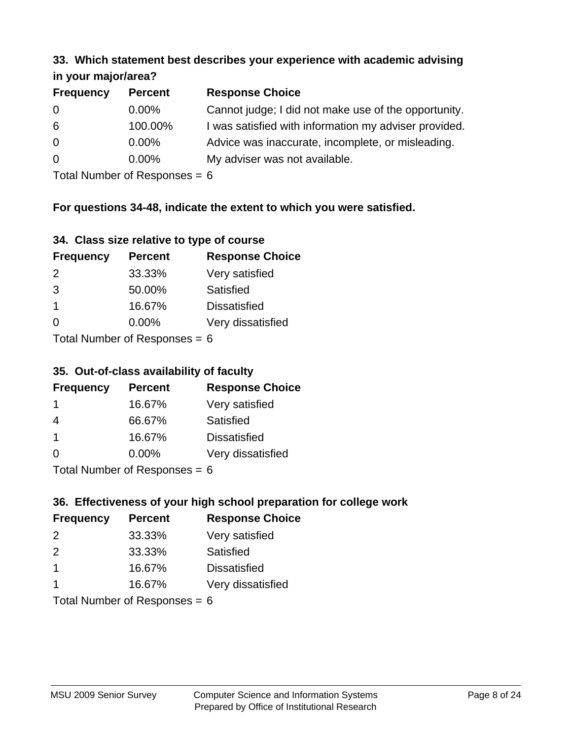### 33. Which statement best describes your experience with academic advising in your major/area?

| Frequency | Percent | Response Choice |
|---|---|---|
| 0 | 0.00% | Cannot judge; I did not make use of the opportunity. |
| 6 | 100.00% | I was satisfied with information my adviser provided. |
| 0 | 0.00% | Advice was inaccurate, incomplete, or misleading. |
| 0 | 0.00% | My adviser was not available. |

Total Number of Responses = 6

**For questions 34-48, indicate the extent to which you were satisfied.**

### 34. Class size relative to type of course

| Frequency | Percent | Response Choice |
|---|---|---|
| 2 | 33.33% | Very satisfied |
| 3 | 50.00% | Satisfied |
| 1 | 16.67% | Dissatisfied |
| 0 | 0.00% | Very dissatisfied |

Total Number of Responses = 6

### 35. Out-of-class availability of faculty

| Frequency | Percent | Response Choice |
|---|---|---|
| 1 | 16.67% | Very satisfied |
| 4 | 66.67% | Satisfied |
| 1 | 16.67% | Dissatisfied |
| 0 | 0.00% | Very dissatisfied |

Total Number of Responses = 6

### 36. Effectiveness of your high school preparation for college work

| Frequency | Percent | Response Choice |
|---|---|---|
| 2 | 33.33% | Very satisfied |
| 2 | 33.33% | Satisfied |
| 1 | 16.67% | Dissatisfied |
| 1 | 16.67% | Very dissatisfied |

Total Number of Responses = 6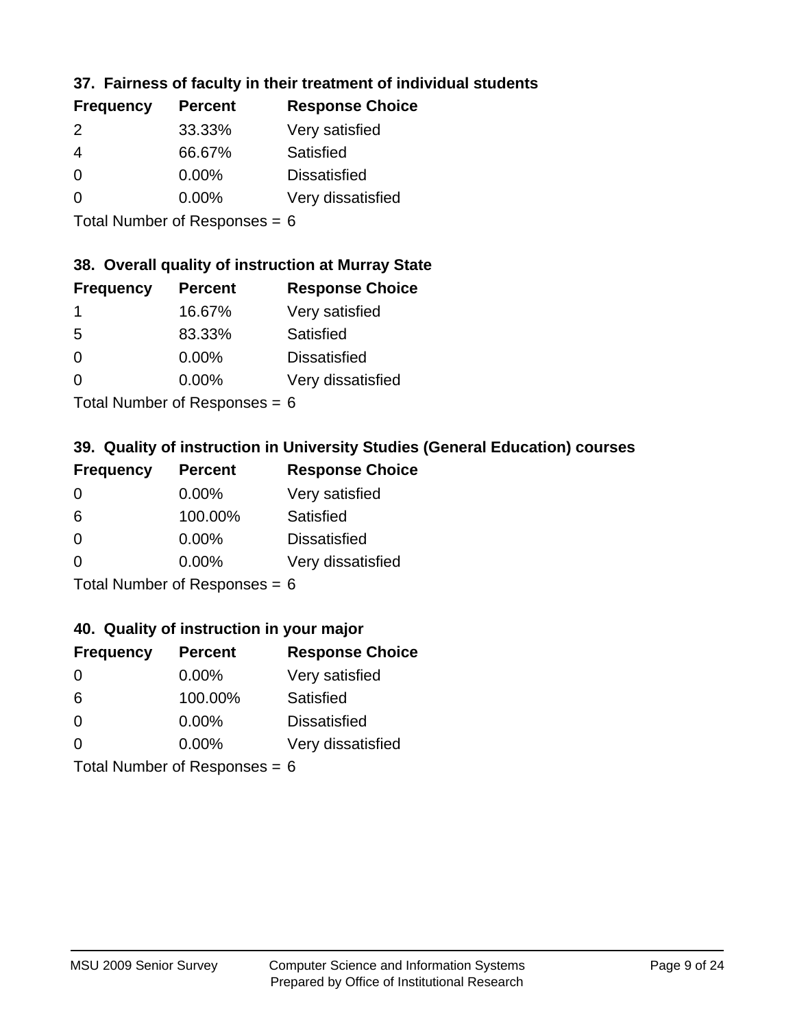### 37. Fairness of faculty in their treatment of individual students

| Frequency | Percent | Response Choice |
|---|---|---|
| 2 | 33.33% | Very satisfied |
| 4 | 66.67% | Satisfied |
| 0 | 0.00% | Dissatisfied |
| 0 | 0.00% | Very dissatisfied |

Total Number of Responses = 6

### 38. Overall quality of instruction at Murray State

| Frequency | Percent | Response Choice |
|---|---|---|
| 1 | 16.67% | Very satisfied |
| 5 | 83.33% | Satisfied |
| 0 | 0.00% | Dissatisfied |
| 0 | 0.00% | Very dissatisfied |

Total Number of Responses = 6

### 39. Quality of instruction in University Studies (General Education) courses

| Frequency | Percent | Response Choice |
|---|---|---|
| 0 | 0.00% | Very satisfied |
| 6 | 100.00% | Satisfied |
| 0 | 0.00% | Dissatisfied |
| 0 | 0.00% | Very dissatisfied |

Total Number of Responses = 6

### 40. Quality of instruction in your major

| Frequency | Percent | Response Choice |
|---|---|---|
| 0 | 0.00% | Very satisfied |
| 6 | 100.00% | Satisfied |
| 0 | 0.00% | Dissatisfied |
| 0 | 0.00% | Very dissatisfied |

Total Number of Responses = 6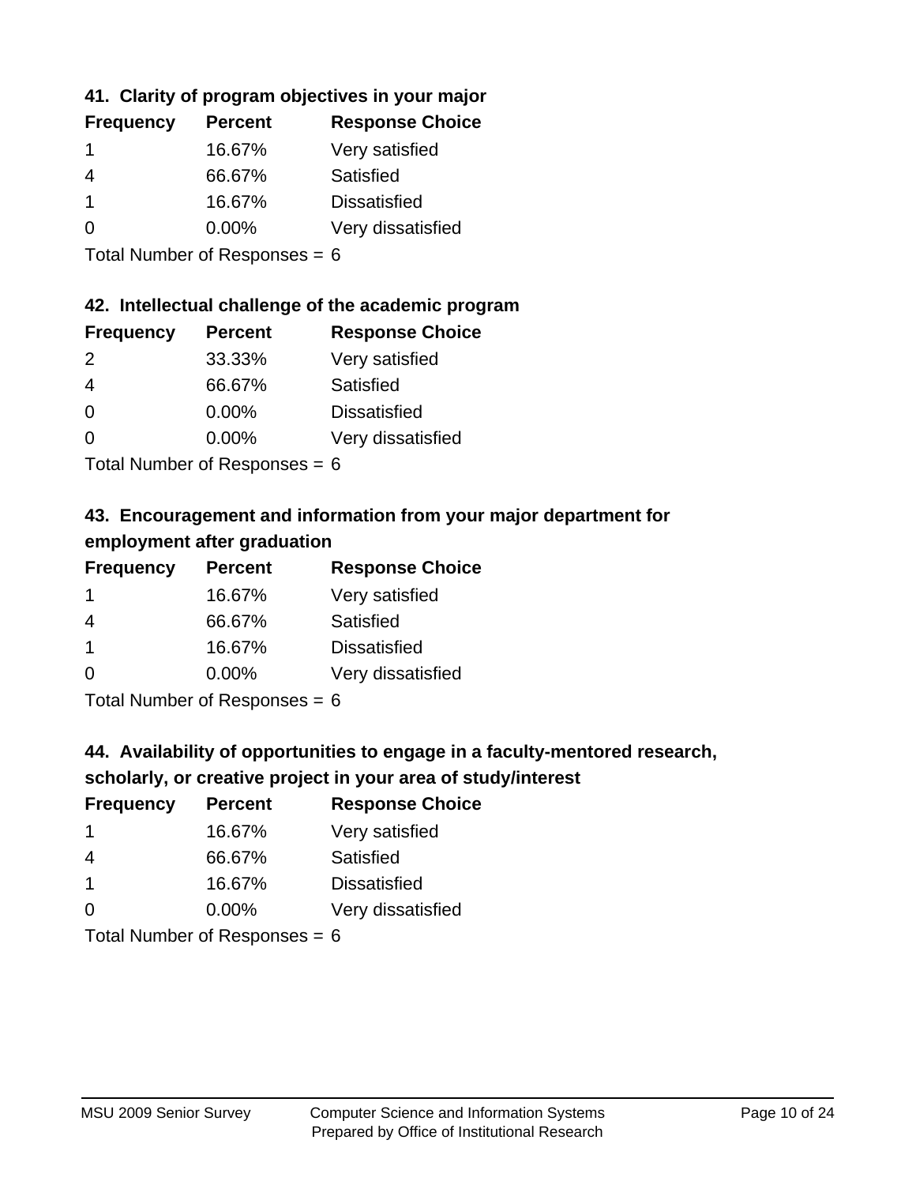### 41. Clarity of program objectives in your major

| Frequency | Percent | Response Choice |
|---|---|---|
| 1 | 16.67% | Very satisfied |
| 4 | 66.67% | Satisfied |
| 1 | 16.67% | Dissatisfied |
| 0 | 0.00% | Very dissatisfied |

Total Number of Responses = 6

### 42. Intellectual challenge of the academic program

| Frequency | Percent | Response Choice |
|---|---|---|
| 2 | 33.33% | Very satisfied |
| 4 | 66.67% | Satisfied |
| 0 | 0.00% | Dissatisfied |
| 0 | 0.00% | Very dissatisfied |

Total Number of Responses = 6

### 43. Encouragement and information from your major department for employment after graduation

| Frequency | Percent | Response Choice |
|---|---|---|
| 1 | 16.67% | Very satisfied |
| 4 | 66.67% | Satisfied |
| 1 | 16.67% | Dissatisfied |
| 0 | 0.00% | Very dissatisfied |

Total Number of Responses = 6

### 44. Availability of opportunities to engage in a faculty-mentored research, scholarly, or creative project in your area of study/interest

| Frequency | Percent | Response Choice |
|---|---|---|
| 1 | 16.67% | Very satisfied |
| 4 | 66.67% | Satisfied |
| 1 | 16.67% | Dissatisfied |
| 0 | 0.00% | Very dissatisfied |

Total Number of Responses = 6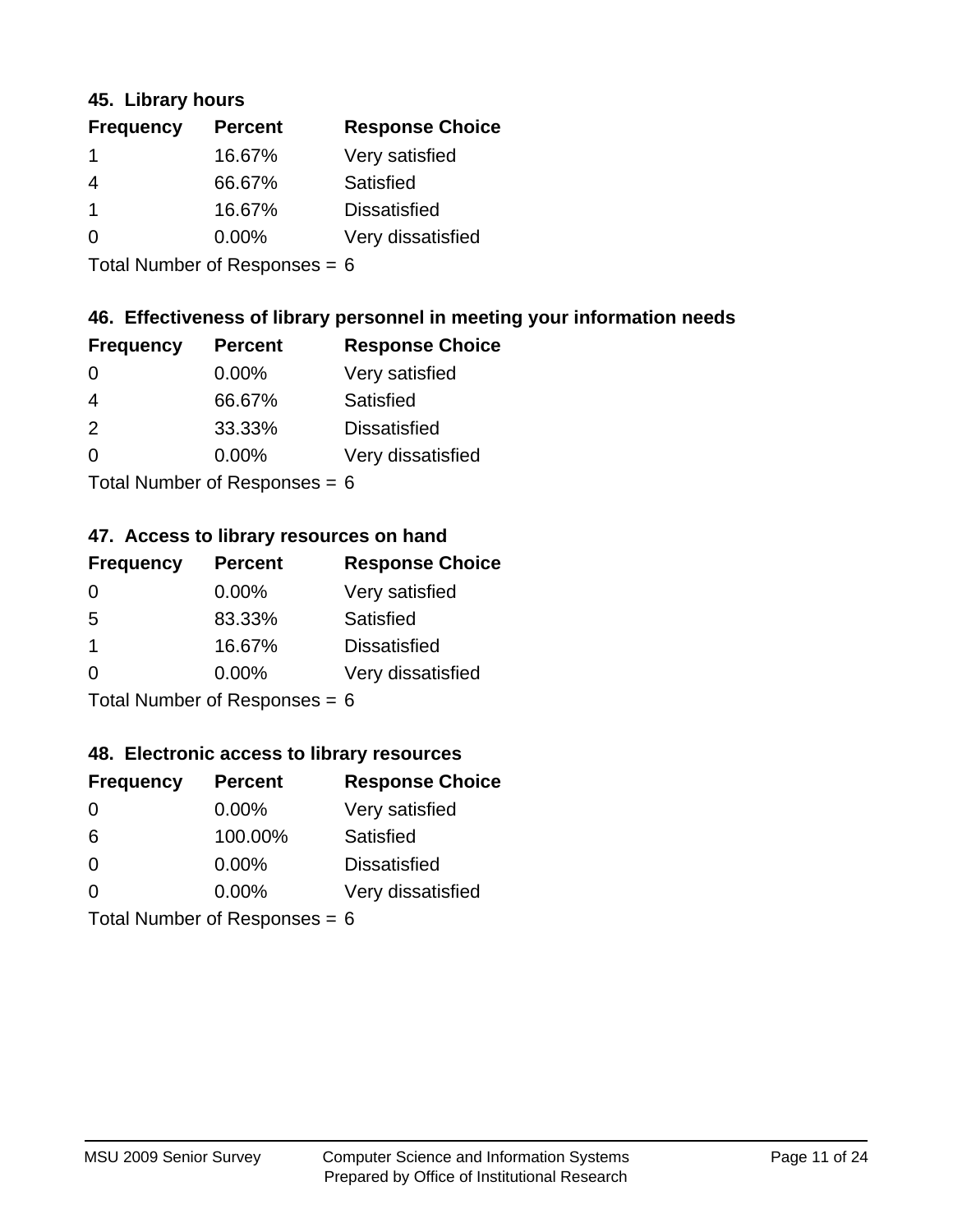### 45. Library hours

| Frequency | Percent | Response Choice |
|---|---|---|
| 1 | 16.67% | Very satisfied |
| 4 | 66.67% | Satisfied |
| 1 | 16.67% | Dissatisfied |
| 0 | 0.00% | Very dissatisfied |

Total Number of Responses = 6

### 46. Effectiveness of library personnel in meeting your information needs

| Frequency | Percent | Response Choice |
|---|---|---|
| 0 | 0.00% | Very satisfied |
| 4 | 66.67% | Satisfied |
| 2 | 33.33% | Dissatisfied |
| 0 | 0.00% | Very dissatisfied |

Total Number of Responses = 6

### 47. Access to library resources on hand

| Frequency | Percent | Response Choice |
|---|---|---|
| 0 | 0.00% | Very satisfied |
| 5 | 83.33% | Satisfied |
| 1 | 16.67% | Dissatisfied |
| 0 | 0.00% | Very dissatisfied |

Total Number of Responses = 6

### 48. Electronic access to library resources

| Frequency | Percent | Response Choice |
|---|---|---|
| 0 | 0.00% | Very satisfied |
| 6 | 100.00% | Satisfied |
| 0 | 0.00% | Dissatisfied |
| 0 | 0.00% | Very dissatisfied |

Total Number of Responses = 6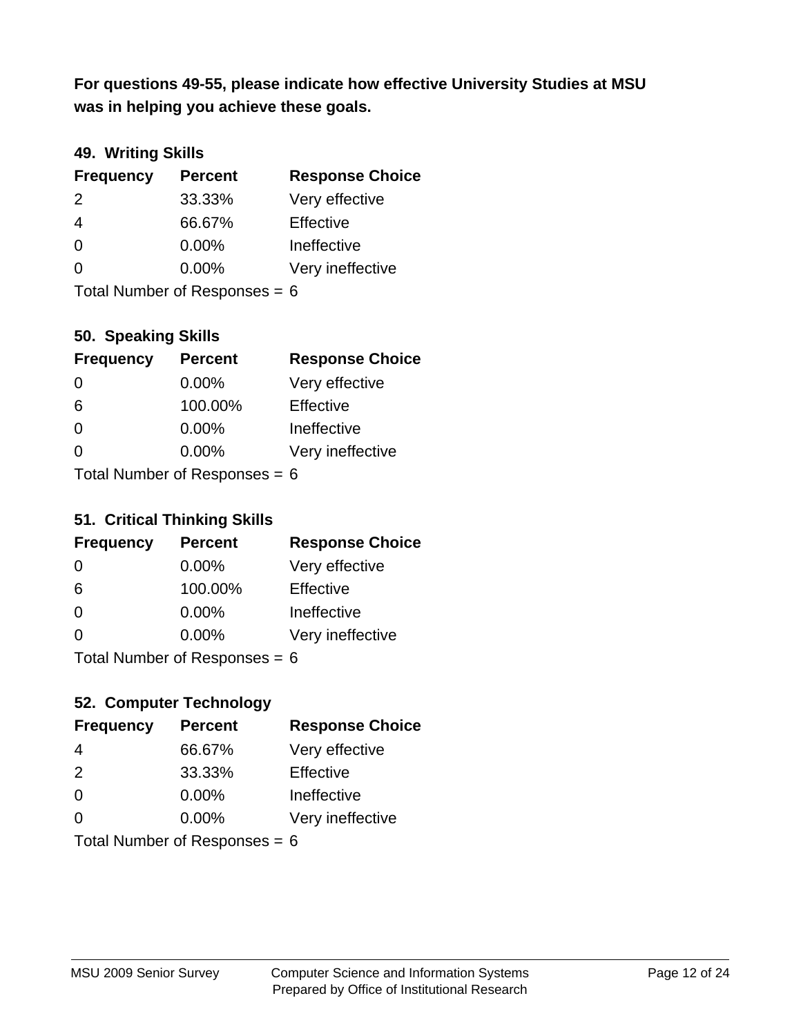**For questions 49-55, please indicate how effective University Studies at MSU was in helping you achieve these goals.**

### 49. Writing Skills

| Frequency | Percent | Response Choice |
|---|---|---|
| 2 | 33.33% | Very effective |
| 4 | 66.67% | Effective |
| 0 | 0.00% | Ineffective |
| 0 | 0.00% | Very ineffective |

Total Number of Responses = 6

### 50. Speaking Skills

| Frequency | Percent | Response Choice |
|---|---|---|
| 0 | 0.00% | Very effective |
| 6 | 100.00% | Effective |
| 0 | 0.00% | Ineffective |
| 0 | 0.00% | Very ineffective |

Total Number of Responses = 6

### 51. Critical Thinking Skills

| Frequency | Percent | Response Choice |
|---|---|---|
| 0 | 0.00% | Very effective |
| 6 | 100.00% | Effective |
| 0 | 0.00% | Ineffective |
| 0 | 0.00% | Very ineffective |

Total Number of Responses = 6

### 52. Computer Technology

| Frequency | Percent | Response Choice |
|---|---|---|
| 4 | 66.67% | Very effective |
| 2 | 33.33% | Effective |
| 0 | 0.00% | Ineffective |
| 0 | 0.00% | Very ineffective |

Total Number of Responses = 6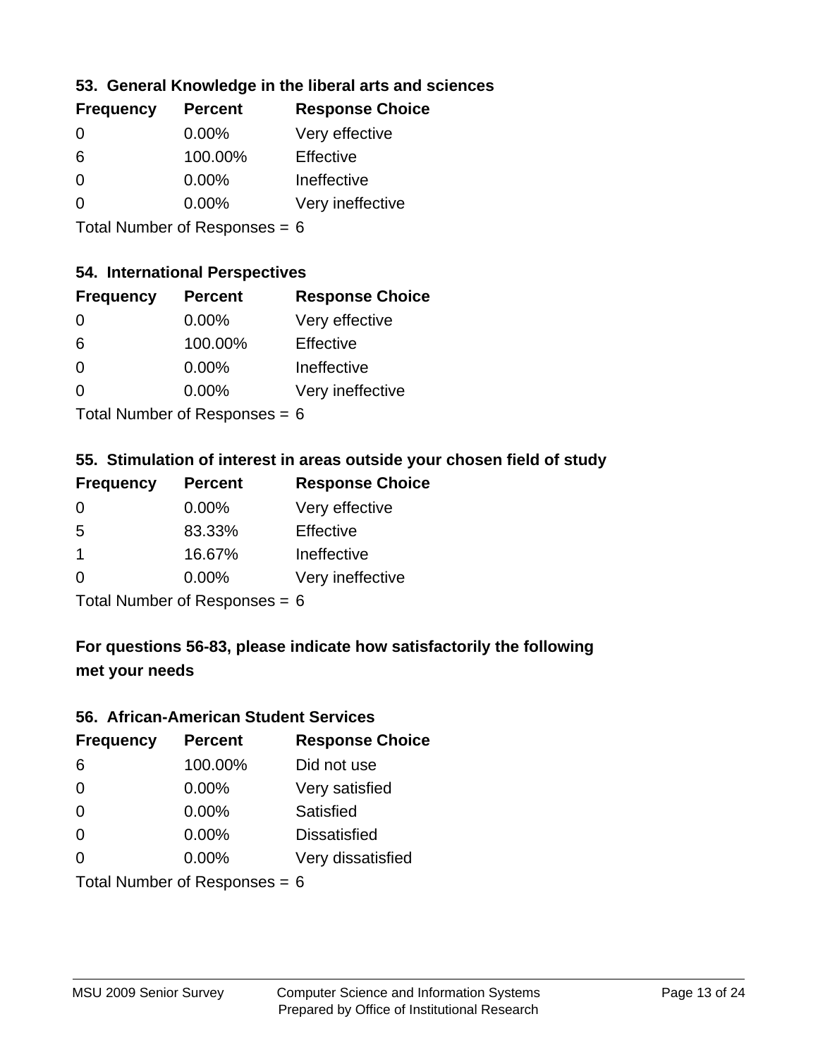### 53. General Knowledge in the liberal arts and sciences

| Frequency | Percent | Response Choice |
| --- | --- | --- |
| 0 | 0.00% | Very effective |
| 6 | 100.00% | Effective |
| 0 | 0.00% | Ineffective |
| 0 | 0.00% | Very ineffective |

Total Number of Responses = 6

### 54. International Perspectives

| Frequency | Percent | Response Choice |
| --- | --- | --- |
| 0 | 0.00% | Very effective |
| 6 | 100.00% | Effective |
| 0 | 0.00% | Ineffective |
| 0 | 0.00% | Very ineffective |

Total Number of Responses = 6

### 55. Stimulation of interest in areas outside your chosen field of study

| Frequency | Percent | Response Choice |
| --- | --- | --- |
| 0 | 0.00% | Very effective |
| 5 | 83.33% | Effective |
| 1 | 16.67% | Ineffective |
| 0 | 0.00% | Very ineffective |

Total Number of Responses = 6

### For questions 56-83, please indicate how satisfactorily the following met your needs

### 56. African-American Student Services

| Frequency | Percent | Response Choice |
| --- | --- | --- |
| 6 | 100.00% | Did not use |
| 0 | 0.00% | Very satisfied |
| 0 | 0.00% | Satisfied |
| 0 | 0.00% | Dissatisfied |
| 0 | 0.00% | Very dissatisfied |

Total Number of Responses = 6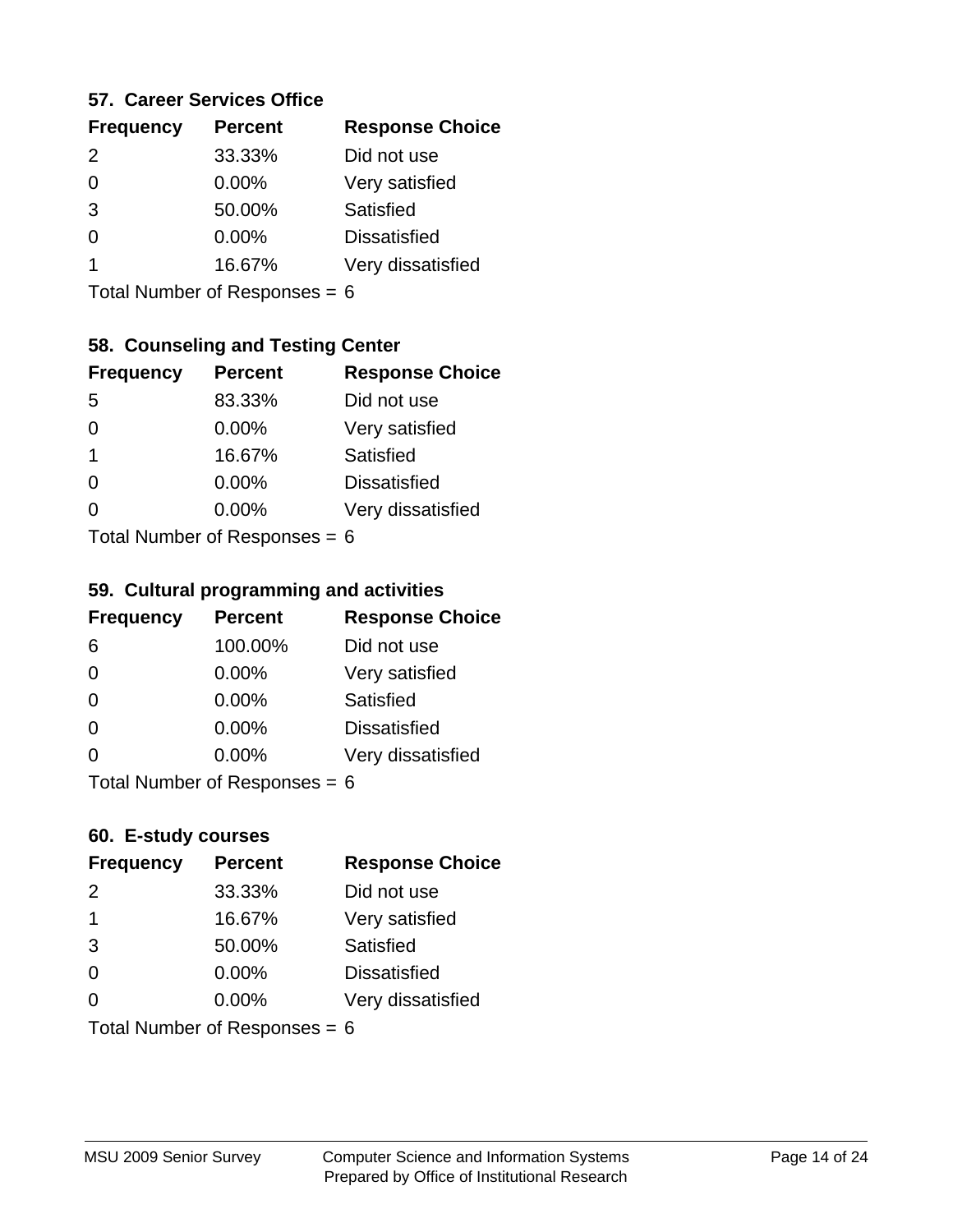### 57. Career Services Office

| Frequency | Percent | Response Choice |
|---|---|---|
| 2 | 33.33% | Did not use |
| 0 | 0.00% | Very satisfied |
| 3 | 50.00% | Satisfied |
| 0 | 0.00% | Dissatisfied |
| 1 | 16.67% | Very dissatisfied |

Total Number of Responses = 6

### 58. Counseling and Testing Center

| Frequency | Percent | Response Choice |
|---|---|---|
| 5 | 83.33% | Did not use |
| 0 | 0.00% | Very satisfied |
| 1 | 16.67% | Satisfied |
| 0 | 0.00% | Dissatisfied |
| 0 | 0.00% | Very dissatisfied |

Total Number of Responses = 6

### 59. Cultural programming and activities

| Frequency | Percent | Response Choice |
|---|---|---|
| 6 | 100.00% | Did not use |
| 0 | 0.00% | Very satisfied |
| 0 | 0.00% | Satisfied |
| 0 | 0.00% | Dissatisfied |
| 0 | 0.00% | Very dissatisfied |

Total Number of Responses = 6

### 60. E-study courses

| Frequency | Percent | Response Choice |
|---|---|---|
| 2 | 33.33% | Did not use |
| 1 | 16.67% | Very satisfied |
| 3 | 50.00% | Satisfied |
| 0 | 0.00% | Dissatisfied |
| 0 | 0.00% | Very dissatisfied |

Total Number of Responses = 6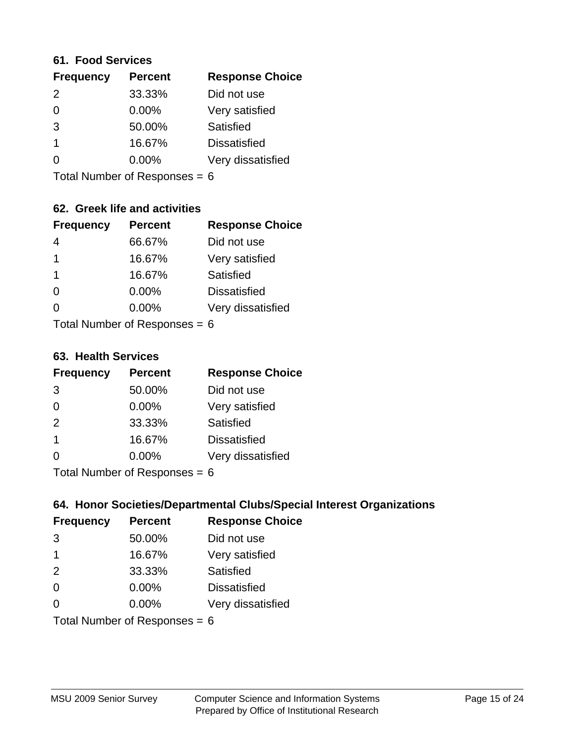### 61. Food Services

| Frequency | Percent | Response Choice |
|---|---|---|
| 2 | 33.33% | Did not use |
| 0 | 0.00% | Very satisfied |
| 3 | 50.00% | Satisfied |
| 1 | 16.67% | Dissatisfied |
| 0 | 0.00% | Very dissatisfied |

Total Number of Responses = 6

### 62. Greek life and activities

| Frequency | Percent | Response Choice |
|---|---|---|
| 4 | 66.67% | Did not use |
| 1 | 16.67% | Very satisfied |
| 1 | 16.67% | Satisfied |
| 0 | 0.00% | Dissatisfied |
| 0 | 0.00% | Very dissatisfied |

Total Number of Responses = 6

### 63. Health Services

| Frequency | Percent | Response Choice |
|---|---|---|
| 3 | 50.00% | Did not use |
| 0 | 0.00% | Very satisfied |
| 2 | 33.33% | Satisfied |
| 1 | 16.67% | Dissatisfied |
| 0 | 0.00% | Very dissatisfied |

Total Number of Responses = 6

### 64. Honor Societies/Departmental Clubs/Special Interest Organizations

| Frequency | Percent | Response Choice |
|---|---|---|
| 3 | 50.00% | Did not use |
| 1 | 16.67% | Very satisfied |
| 2 | 33.33% | Satisfied |
| 0 | 0.00% | Dissatisfied |
| 0 | 0.00% | Very dissatisfied |

Total Number of Responses = 6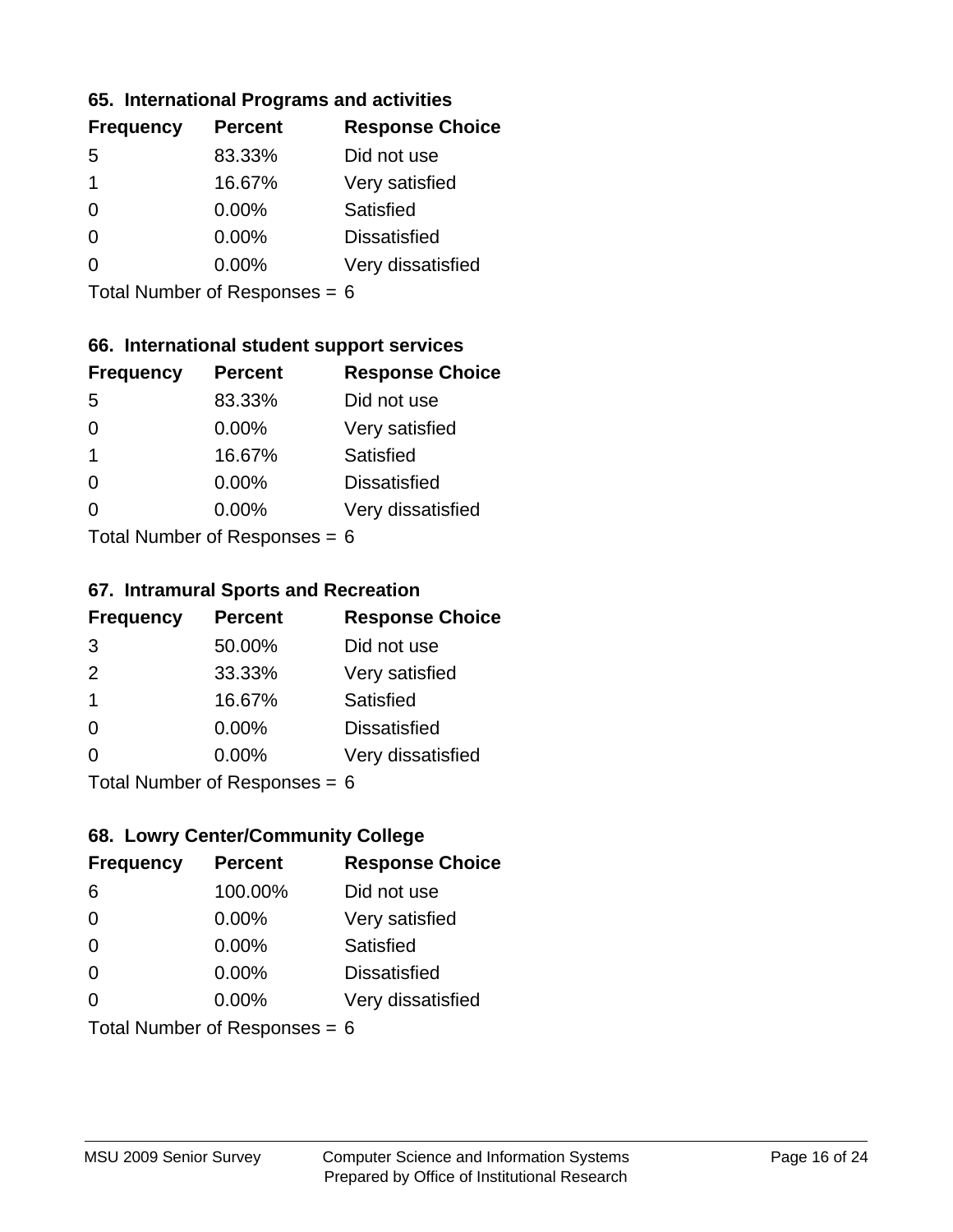### 65. International Programs and activities

| Frequency | Percent | Response Choice |
|---|---|---|
| 5 | 83.33% | Did not use |
| 1 | 16.67% | Very satisfied |
| 0 | 0.00% | Satisfied |
| 0 | 0.00% | Dissatisfied |
| 0 | 0.00% | Very dissatisfied |

Total Number of Responses = 6

### 66. International student support services

| Frequency | Percent | Response Choice |
|---|---|---|
| 5 | 83.33% | Did not use |
| 0 | 0.00% | Very satisfied |
| 1 | 16.67% | Satisfied |
| 0 | 0.00% | Dissatisfied |
| 0 | 0.00% | Very dissatisfied |

Total Number of Responses = 6

### 67. Intramural Sports and Recreation

| Frequency | Percent | Response Choice |
|---|---|---|
| 3 | 50.00% | Did not use |
| 2 | 33.33% | Very satisfied |
| 1 | 16.67% | Satisfied |
| 0 | 0.00% | Dissatisfied |
| 0 | 0.00% | Very dissatisfied |

Total Number of Responses = 6

### 68. Lowry Center/Community College

| Frequency | Percent | Response Choice |
|---|---|---|
| 6 | 100.00% | Did not use |
| 0 | 0.00% | Very satisfied |
| 0 | 0.00% | Satisfied |
| 0 | 0.00% | Dissatisfied |
| 0 | 0.00% | Very dissatisfied |

Total Number of Responses = 6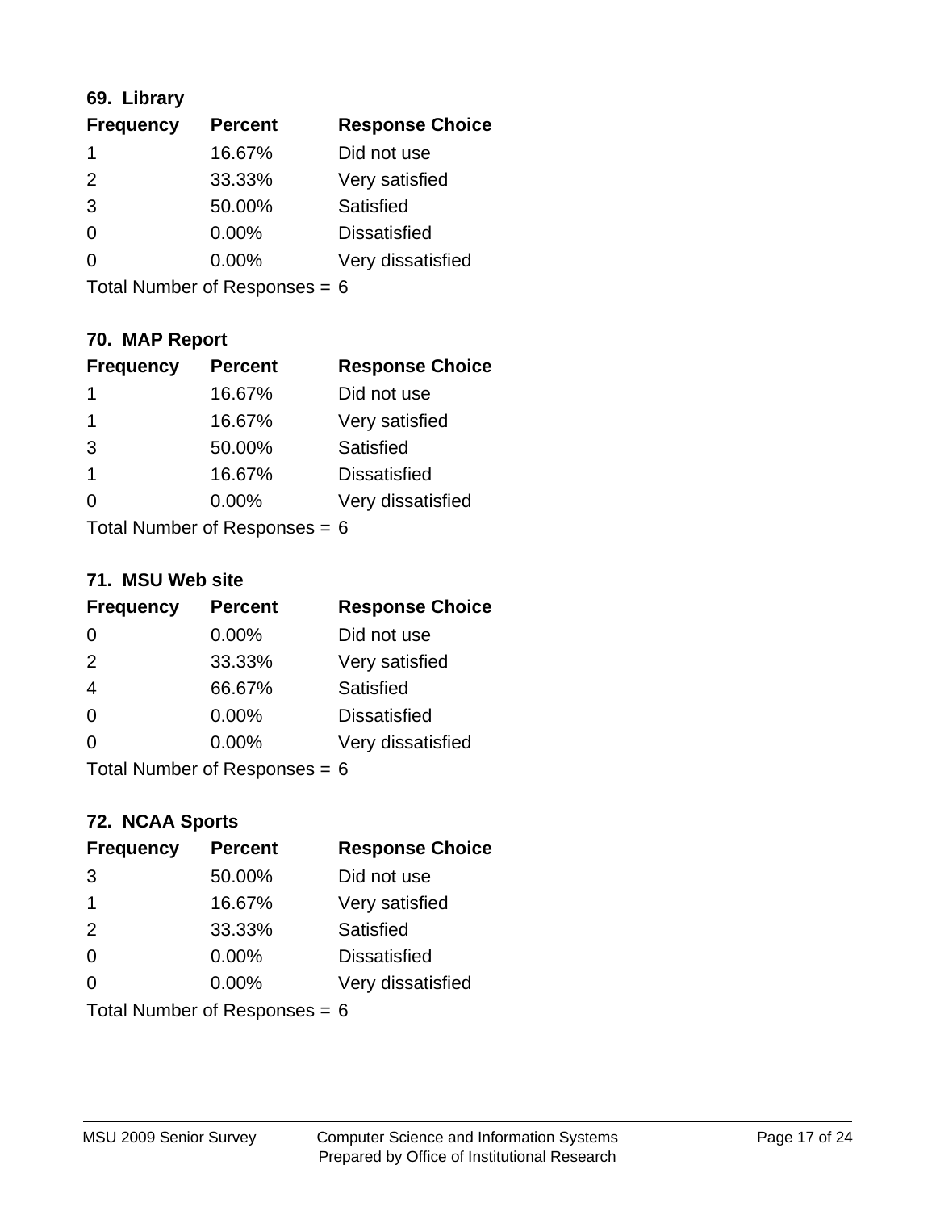### 69. Library

| Frequency | Percent | Response Choice |
| --- | --- | --- |
| 1 | 16.67% | Did not use |
| 2 | 33.33% | Very satisfied |
| 3 | 50.00% | Satisfied |
| 0 | 0.00% | Dissatisfied |
| 0 | 0.00% | Very dissatisfied |

Total Number of Responses = 6

### 70. MAP Report

| Frequency | Percent | Response Choice |
| --- | --- | --- |
| 1 | 16.67% | Did not use |
| 1 | 16.67% | Very satisfied |
| 3 | 50.00% | Satisfied |
| 1 | 16.67% | Dissatisfied |
| 0 | 0.00% | Very dissatisfied |

Total Number of Responses = 6

### 71. MSU Web site

| Frequency | Percent | Response Choice |
| --- | --- | --- |
| 0 | 0.00% | Did not use |
| 2 | 33.33% | Very satisfied |
| 4 | 66.67% | Satisfied |
| 0 | 0.00% | Dissatisfied |
| 0 | 0.00% | Very dissatisfied |

Total Number of Responses = 6

### 72. NCAA Sports

| Frequency | Percent | Response Choice |
| --- | --- | --- |
| 3 | 50.00% | Did not use |
| 1 | 16.67% | Very satisfied |
| 2 | 33.33% | Satisfied |
| 0 | 0.00% | Dissatisfied |
| 0 | 0.00% | Very dissatisfied |

Total Number of Responses = 6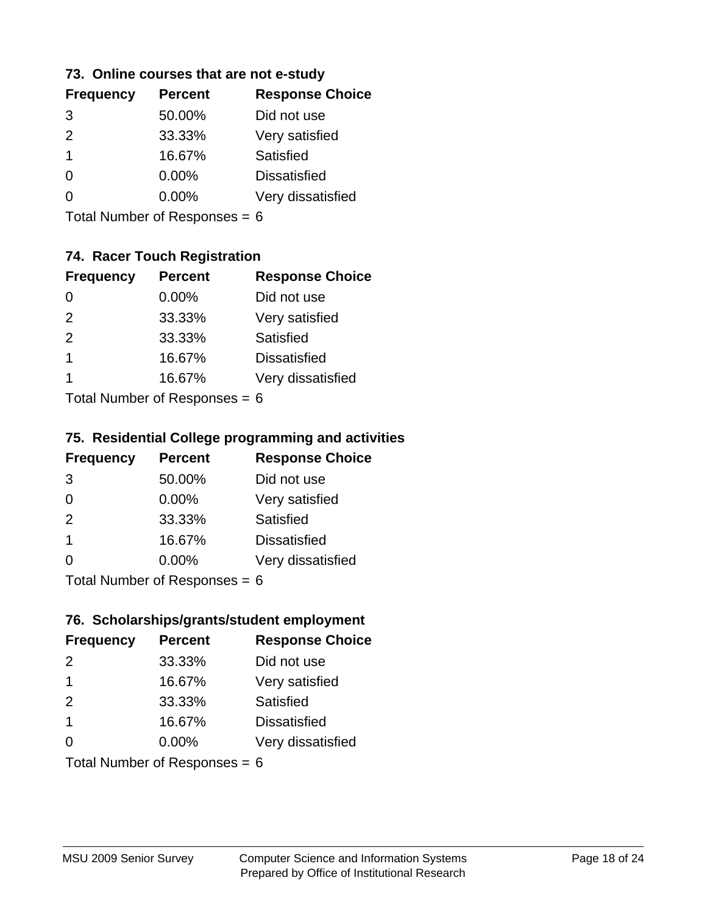### 73. Online courses that are not e-study

| Frequency | Percent | Response Choice |
|---|---|---|
| 3 | 50.00% | Did not use |
| 2 | 33.33% | Very satisfied |
| 1 | 16.67% | Satisfied |
| 0 | 0.00% | Dissatisfied |
| 0 | 0.00% | Very dissatisfied |

Total Number of Responses = 6

### 74. Racer Touch Registration

| Frequency | Percent | Response Choice |
|---|---|---|
| 0 | 0.00% | Did not use |
| 2 | 33.33% | Very satisfied |
| 2 | 33.33% | Satisfied |
| 1 | 16.67% | Dissatisfied |
| 1 | 16.67% | Very dissatisfied |

Total Number of Responses = 6

### 75. Residential College programming and activities

| Frequency | Percent | Response Choice |
|---|---|---|
| 3 | 50.00% | Did not use |
| 0 | 0.00% | Very satisfied |
| 2 | 33.33% | Satisfied |
| 1 | 16.67% | Dissatisfied |
| 0 | 0.00% | Very dissatisfied |

Total Number of Responses = 6

### 76. Scholarships/grants/student employment

| Frequency | Percent | Response Choice |
|---|---|---|
| 2 | 33.33% | Did not use |
| 1 | 16.67% | Very satisfied |
| 2 | 33.33% | Satisfied |
| 1 | 16.67% | Dissatisfied |
| 0 | 0.00% | Very dissatisfied |

Total Number of Responses = 6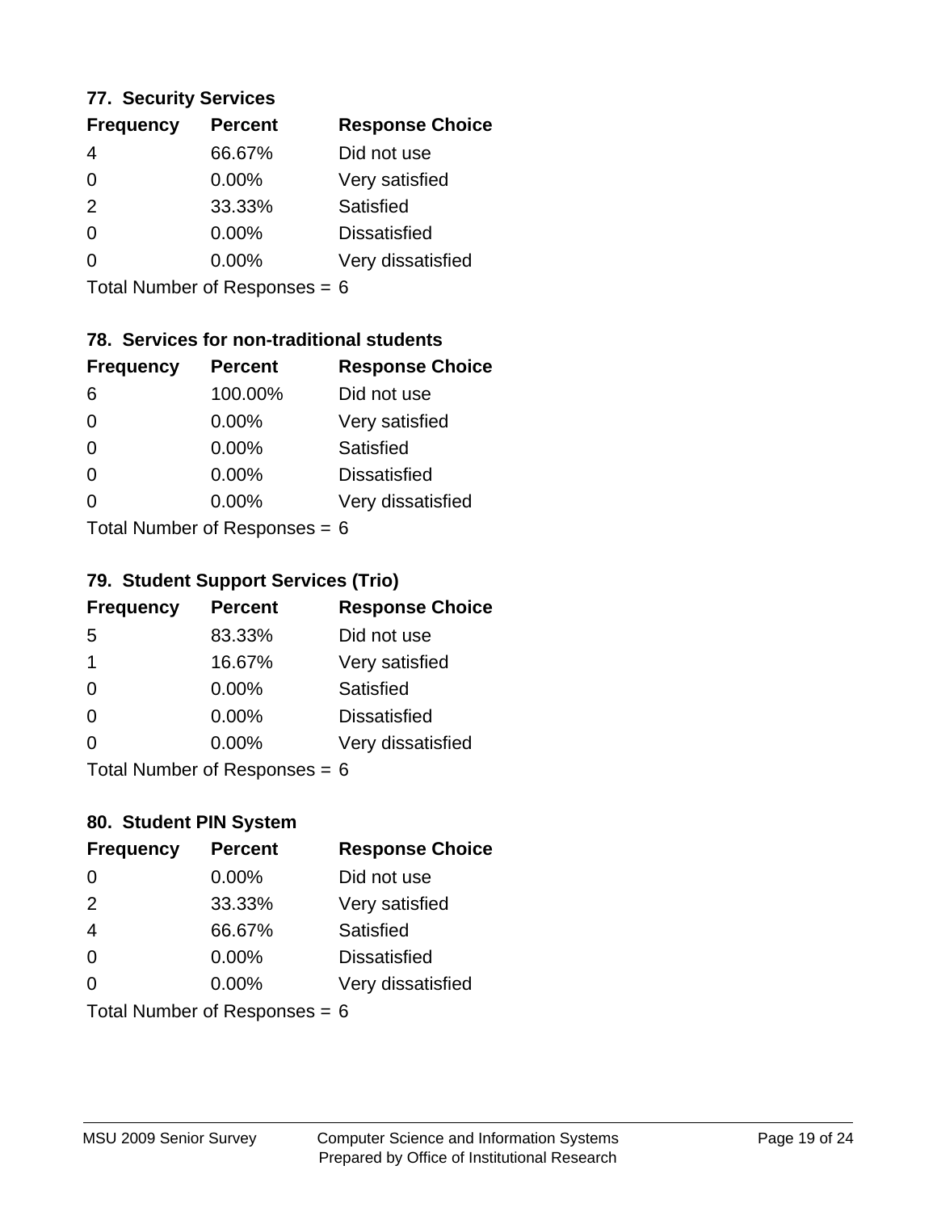## 77. Security Services

| Frequency | Percent | Response Choice |
|---|---|---|
| 4 | 66.67% | Did not use |
| 0 | 0.00% | Very satisfied |
| 2 | 33.33% | Satisfied |
| 0 | 0.00% | Dissatisfied |
| 0 | 0.00% | Very dissatisfied |

Total Number of Responses = 6

## 78. Services for non-traditional students

| Frequency | Percent | Response Choice |
|---|---|---|
| 6 | 100.00% | Did not use |
| 0 | 0.00% | Very satisfied |
| 0 | 0.00% | Satisfied |
| 0 | 0.00% | Dissatisfied |
| 0 | 0.00% | Very dissatisfied |

Total Number of Responses = 6

## 79. Student Support Services (Trio)

| Frequency | Percent | Response Choice |
|---|---|---|
| 5 | 83.33% | Did not use |
| 1 | 16.67% | Very satisfied |
| 0 | 0.00% | Satisfied |
| 0 | 0.00% | Dissatisfied |
| 0 | 0.00% | Very dissatisfied |

Total Number of Responses = 6

## 80. Student PIN System

| Frequency | Percent | Response Choice |
|---|---|---|
| 0 | 0.00% | Did not use |
| 2 | 33.33% | Very satisfied |
| 4 | 66.67% | Satisfied |
| 0 | 0.00% | Dissatisfied |
| 0 | 0.00% | Very dissatisfied |

Total Number of Responses = 6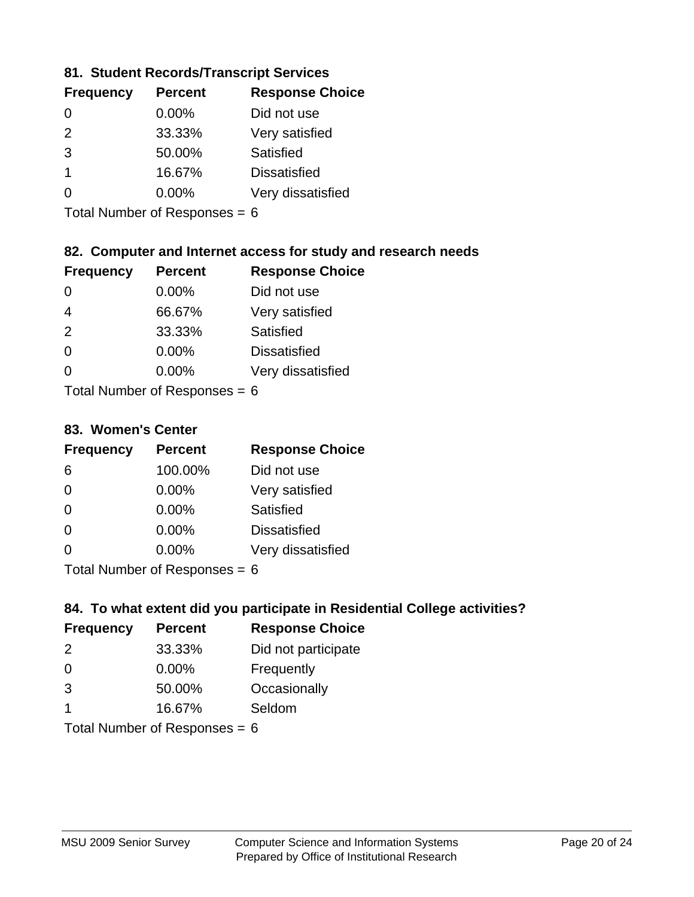### 81. Student Records/Transcript Services

| Frequency | Percent | Response Choice |
|---|---|---|
| 0 | 0.00% | Did not use |
| 2 | 33.33% | Very satisfied |
| 3 | 50.00% | Satisfied |
| 1 | 16.67% | Dissatisfied |
| 0 | 0.00% | Very dissatisfied |

Total Number of Responses = 6

### 82. Computer and Internet access for study and research needs

| Frequency | Percent | Response Choice |
|---|---|---|
| 0 | 0.00% | Did not use |
| 4 | 66.67% | Very satisfied |
| 2 | 33.33% | Satisfied |
| 0 | 0.00% | Dissatisfied |
| 0 | 0.00% | Very dissatisfied |

Total Number of Responses = 6

### 83. Women's Center

| Frequency | Percent | Response Choice |
|---|---|---|
| 6 | 100.00% | Did not use |
| 0 | 0.00% | Very satisfied |
| 0 | 0.00% | Satisfied |
| 0 | 0.00% | Dissatisfied |
| 0 | 0.00% | Very dissatisfied |

Total Number of Responses = 6

### 84. To what extent did you participate in Residential College activities?

| Frequency | Percent | Response Choice |
|---|---|---|
| 2 | 33.33% | Did not participate |
| 0 | 0.00% | Frequently |
| 3 | 50.00% | Occasionally |
| 1 | 16.67% | Seldom |

Total Number of Responses = 6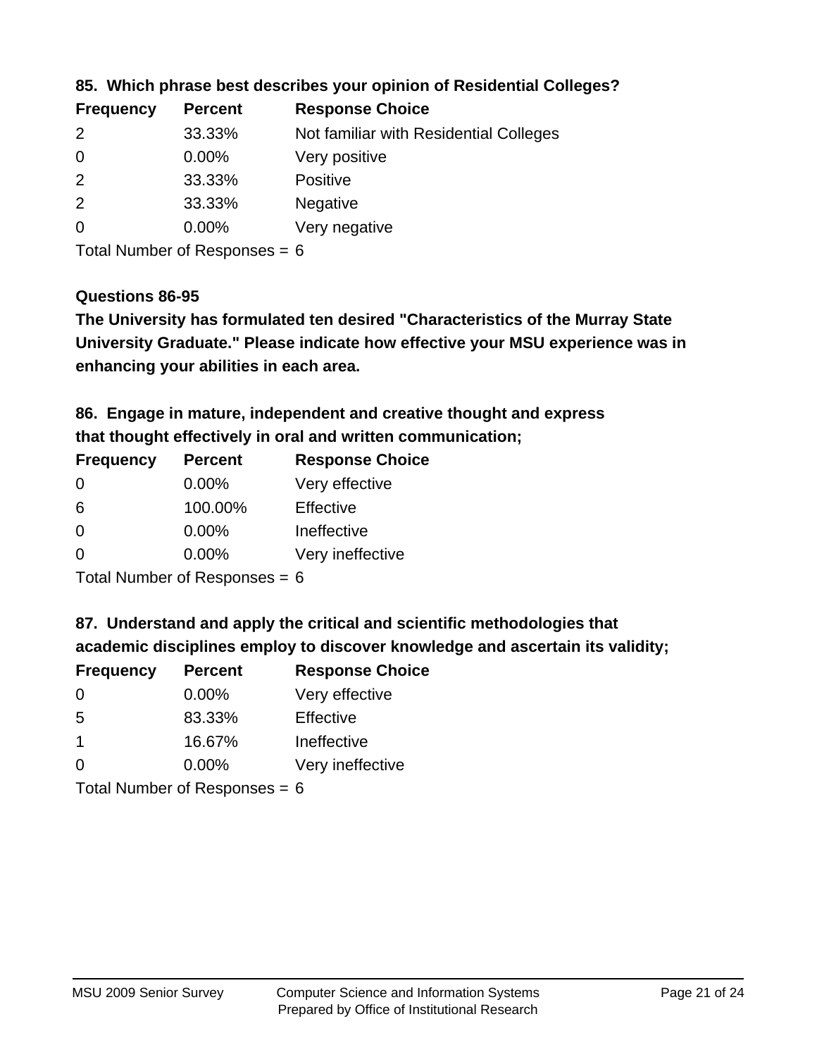**85. Which phrase best describes your opinion of Residential Colleges?**

| Frequency | Percent | Response Choice |
|---|---|---|
| 2 | 33.33% | Not familiar with Residential Colleges |
| 0 | 0.00% | Very positive |
| 2 | 33.33% | Positive |
| 2 | 33.33% | Negative |
| 0 | 0.00% | Very negative |

Total Number of Responses = 6

**Questions 86-95**

**The University has formulated ten desired "Characteristics of the Murray State University Graduate." Please indicate how effective your MSU experience was in enhancing your abilities in each area.**

**86. Engage in mature, independent and creative thought and express that thought effectively in oral and written communication;**

| Frequency | Percent | Response Choice |
|---|---|---|
| 0 | 0.00% | Very effective |
| 6 | 100.00% | Effective |
| 0 | 0.00% | Ineffective |
| 0 | 0.00% | Very ineffective |

Total Number of Responses = 6

**87. Understand and apply the critical and scientific methodologies that academic disciplines employ to discover knowledge and ascertain its validity;**

| Frequency | Percent | Response Choice |
|---|---|---|
| 0 | 0.00% | Very effective |
| 5 | 83.33% | Effective |
| 1 | 16.67% | Ineffective |
| 0 | 0.00% | Very ineffective |

Total Number of Responses = 6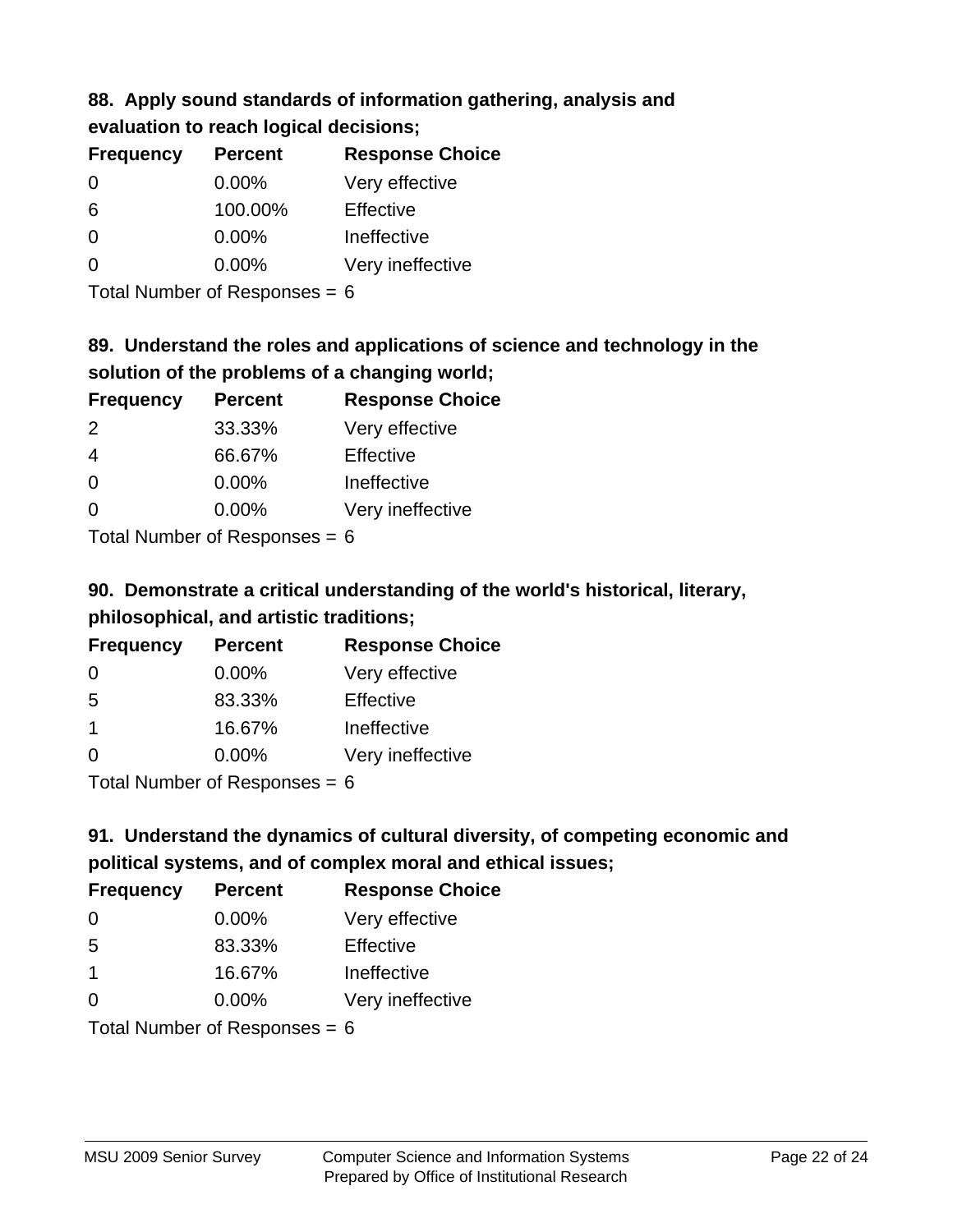### 88. Apply sound standards of information gathering, analysis and evaluation to reach logical decisions;

| Frequency | Percent | Response Choice |
|---|---|---|
| 0 | 0.00% | Very effective |
| 6 | 100.00% | Effective |
| 0 | 0.00% | Ineffective |
| 0 | 0.00% | Very ineffective |

Total Number of Responses = 6

### 89. Understand the roles and applications of science and technology in the solution of the problems of a changing world;

| Frequency | Percent | Response Choice |
|---|---|---|
| 2 | 33.33% | Very effective |
| 4 | 66.67% | Effective |
| 0 | 0.00% | Ineffective |
| 0 | 0.00% | Very ineffective |

Total Number of Responses = 6

### 90. Demonstrate a critical understanding of the world's historical, literary, philosophical, and artistic traditions;

| Frequency | Percent | Response Choice |
|---|---|---|
| 0 | 0.00% | Very effective |
| 5 | 83.33% | Effective |
| 1 | 16.67% | Ineffective |
| 0 | 0.00% | Very ineffective |

Total Number of Responses = 6

### 91. Understand the dynamics of cultural diversity, of competing economic and political systems, and of complex moral and ethical issues;

| Frequency | Percent | Response Choice |
|---|---|---|
| 0 | 0.00% | Very effective |
| 5 | 83.33% | Effective |
| 1 | 16.67% | Ineffective |
| 0 | 0.00% | Very ineffective |

Total Number of Responses = 6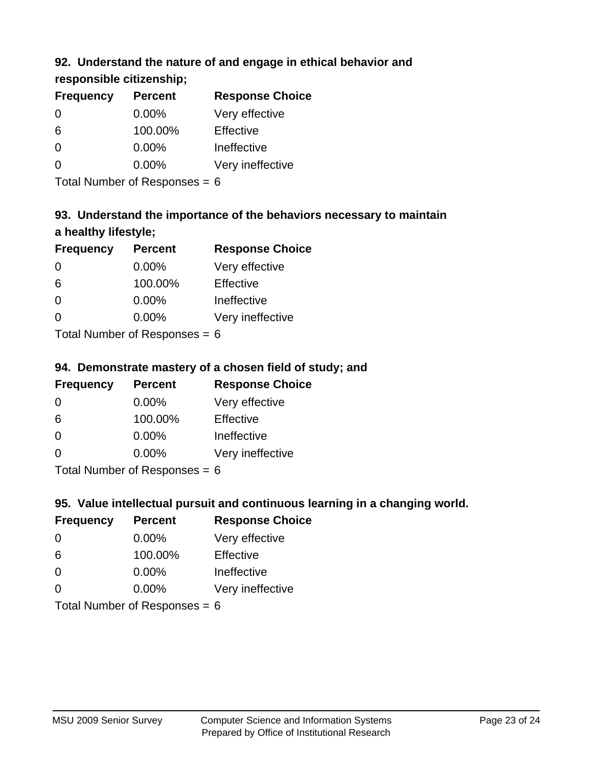### 92. Understand the nature of and engage in ethical behavior and responsible citizenship;

| Frequency | Percent | Response Choice |
|---|---|---|
| 0 | 0.00% | Very effective |
| 6 | 100.00% | Effective |
| 0 | 0.00% | Ineffective |
| 0 | 0.00% | Very ineffective |

Total Number of Responses = 6

### 93. Understand the importance of the behaviors necessary to maintain a healthy lifestyle;

| Frequency | Percent | Response Choice |
|---|---|---|
| 0 | 0.00% | Very effective |
| 6 | 100.00% | Effective |
| 0 | 0.00% | Ineffective |
| 0 | 0.00% | Very ineffective |

Total Number of Responses = 6

### 94. Demonstrate mastery of a chosen field of study; and

| Frequency | Percent | Response Choice |
|---|---|---|
| 0 | 0.00% | Very effective |
| 6 | 100.00% | Effective |
| 0 | 0.00% | Ineffective |
| 0 | 0.00% | Very ineffective |

Total Number of Responses = 6

### 95. Value intellectual pursuit and continuous learning in a changing world.

| Frequency | Percent | Response Choice |
|---|---|---|
| 0 | 0.00% | Very effective |
| 6 | 100.00% | Effective |
| 0 | 0.00% | Ineffective |
| 0 | 0.00% | Very ineffective |

Total Number of Responses = 6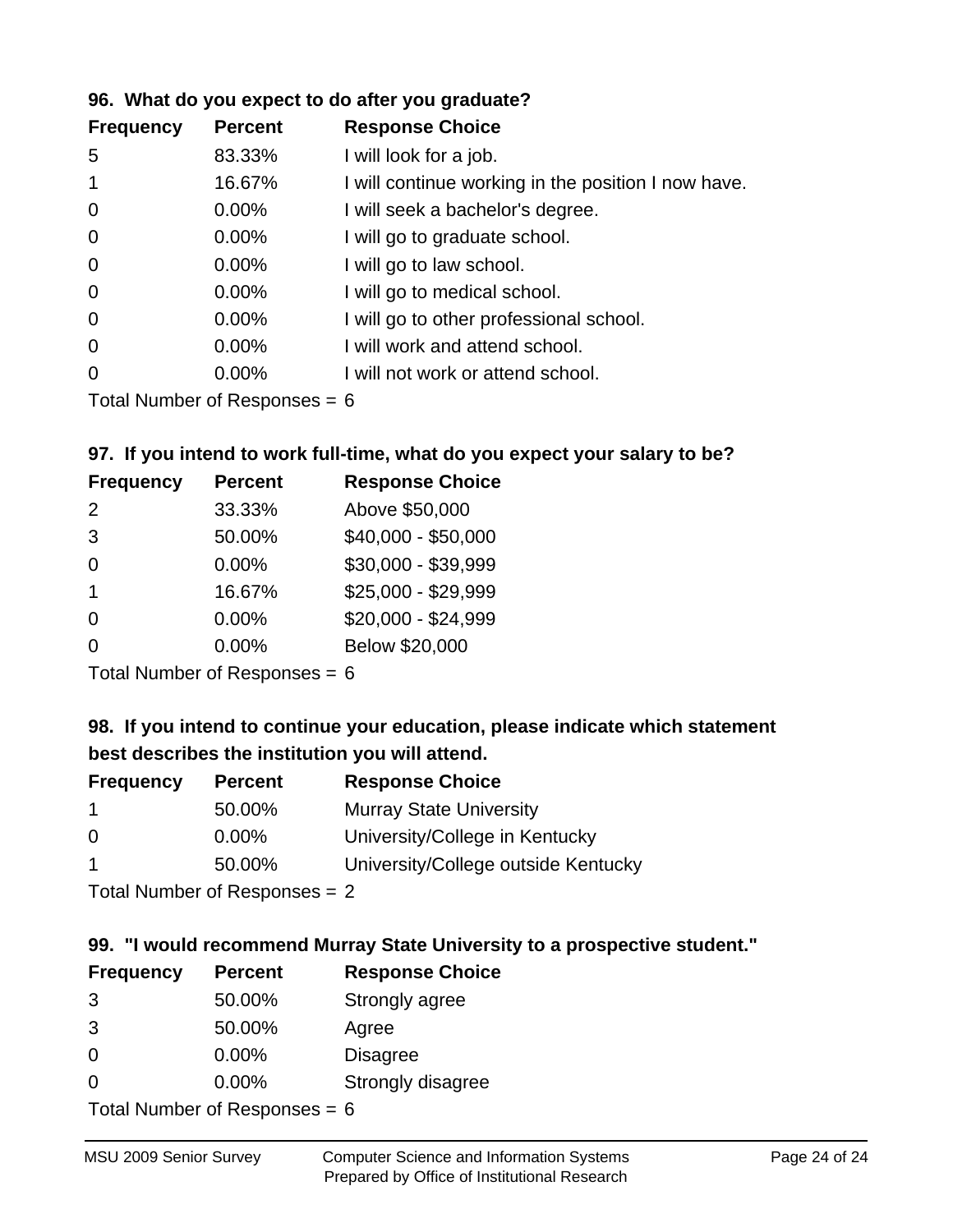### 96. What do you expect to do after you graduate?

| Frequency | Percent | Response Choice |
| --- | --- | --- |
| 5 | 83.33% | I will look for a job. |
| 1 | 16.67% | I will continue working in the position I now have. |
| 0 | 0.00% | I will seek a bachelor's degree. |
| 0 | 0.00% | I will go to graduate school. |
| 0 | 0.00% | I will go to law school. |
| 0 | 0.00% | I will go to medical school. |
| 0 | 0.00% | I will go to other professional school. |
| 0 | 0.00% | I will work and attend school. |
| 0 | 0.00% | I will not work or attend school. |

Total Number of Responses = 6

### 97. If you intend to work full-time, what do you expect your salary to be?

| Frequency | Percent | Response Choice |
| --- | --- | --- |
| 2 | 33.33% | Above $50,000 |
| 3 | 50.00% | $40,000 - $50,000 |
| 0 | 0.00% | $30,000 - $39,999 |
| 1 | 16.67% | $25,000 - $29,999 |
| 0 | 0.00% | $20,000 - $24,999 |
| 0 | 0.00% | Below $20,000 |

Total Number of Responses = 6

### 98. If you intend to continue your education, please indicate which statement best describes the institution you will attend.

| Frequency | Percent | Response Choice |
| --- | --- | --- |
| 1 | 50.00% | Murray State University |
| 0 | 0.00% | University/College in Kentucky |
| 1 | 50.00% | University/College outside Kentucky |

Total Number of Responses = 2

### 99. "I would recommend Murray State University to a prospective student."

| Frequency | Percent | Response Choice |
| --- | --- | --- |
| 3 | 50.00% | Strongly agree |
| 3 | 50.00% | Agree |
| 0 | 0.00% | Disagree |
| 0 | 0.00% | Strongly disagree |

Total Number of Responses = 6